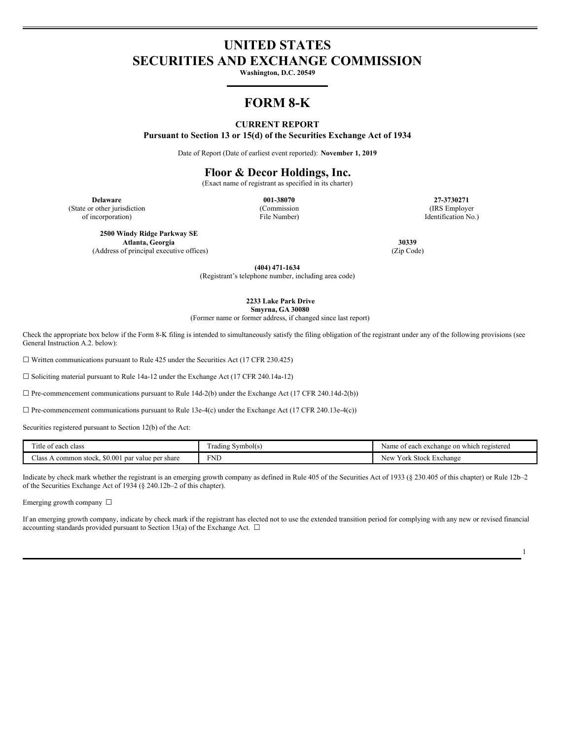# UNITED STATES
# SECURITIES AND EXCHANGE COMMISSION

**Washington, D.C. 20549**

# FORM 8-K

**CURRENT REPORT**

**Pursuant to Section 13 or 15(d) of the Securities Exchange Act of 1934**

Date of Report (Date of earliest event reported): **November 1, 2019**

## Floor & Decor Holdings, Inc.

(Exact name of registrant as specified in its charter)

| | | |
|---|---|---|
| **Delaware** | **001-38070** | **27-3730271** |
| (State or other jurisdiction of incorporation) | (Commission File Number) | (IRS Employer Identification No.) |

| | |
|---|---|
| **2500 Windy Ridge Parkway SE** **Atlanta, Georgia** | **30339** |
| (Address of principal executive offices) | (Zip Code) |

**(404) 471-1634**

(Registrant's telephone number, including area code)

**2233 Lake Park Drive**
**Smyrna, GA 30080**

(Former name or former address, if changed since last report)

Check the appropriate box below if the Form 8-K filing is intended to simultaneously satisfy the filing obligation of the registrant under any of the following provisions (see General Instruction A.2. below):

☐ Written communications pursuant to Rule 425 under the Securities Act (17 CFR 230.425)

☐ Soliciting material pursuant to Rule 14a-12 under the Exchange Act (17 CFR 240.14a-12)

☐ Pre-commencement communications pursuant to Rule 14d-2(b) under the Exchange Act (17 CFR 240.14d-2(b))

☐ Pre-commencement communications pursuant to Rule 13e-4(c) under the Exchange Act (17 CFR 240.13e-4(c))

Securities registered pursuant to Section 12(b) of the Act:

| Title of each class | Trading Symbol(s) | Name of each exchange on which registered |
|---|---|---|
| Class A common stock, $0.001 par value per share | FND | New York Stock Exchange |

Indicate by check mark whether the registrant is an emerging growth company as defined in Rule 405 of the Securities Act of 1933 (§ 230.405 of this chapter) or Rule 12b–2 of the Securities Exchange Act of 1934 (§ 240.12b–2 of this chapter).

Emerging growth company ☐

If an emerging growth company, indicate by check mark if the registrant has elected not to use the extended transition period for complying with any new or revised financial accounting standards provided pursuant to Section 13(a) of the Exchange Act. ☐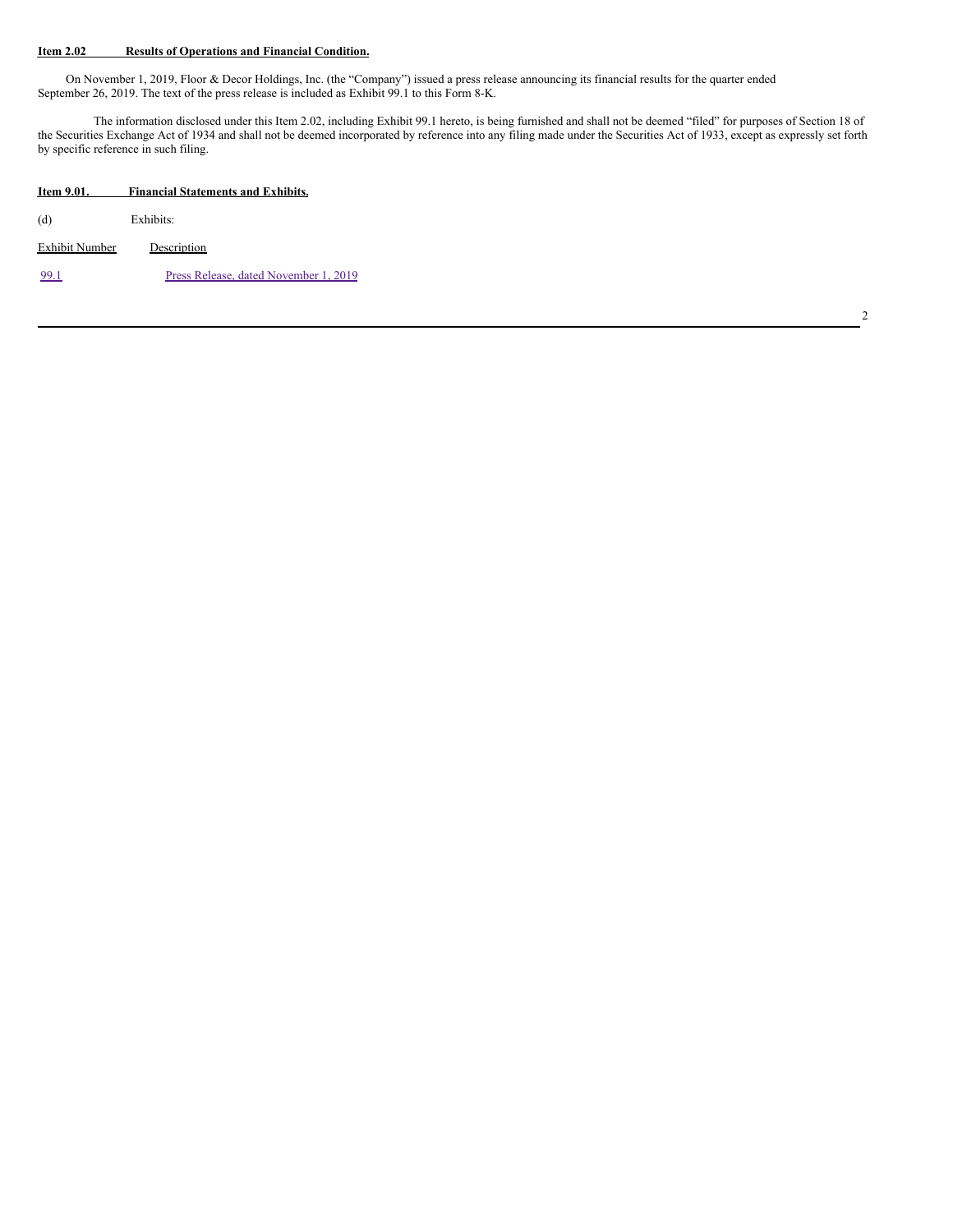**Item 2.02 Results of Operations and Financial Condition.**

On November 1, 2019, Floor & Decor Holdings, Inc. (the "Company") issued a press release announcing its financial results for the quarter ended September 26, 2019. The text of the press release is included as Exhibit 99.1 to this Form 8-K.

The information disclosed under this Item 2.02, including Exhibit 99.1 hereto, is being furnished and shall not be deemed "filed" for purposes of Section 18 of the Securities Exchange Act of 1934 and shall not be deemed incorporated by reference into any filing made under the Securities Act of 1933, except as expressly set forth by specific reference in such filing.

**Item 9.01. Financial Statements and Exhibits.**

(d) Exhibits:

| Exhibit Number | Description |
|---|---|
| 99.1 | Press Release, dated November 1, 2019 |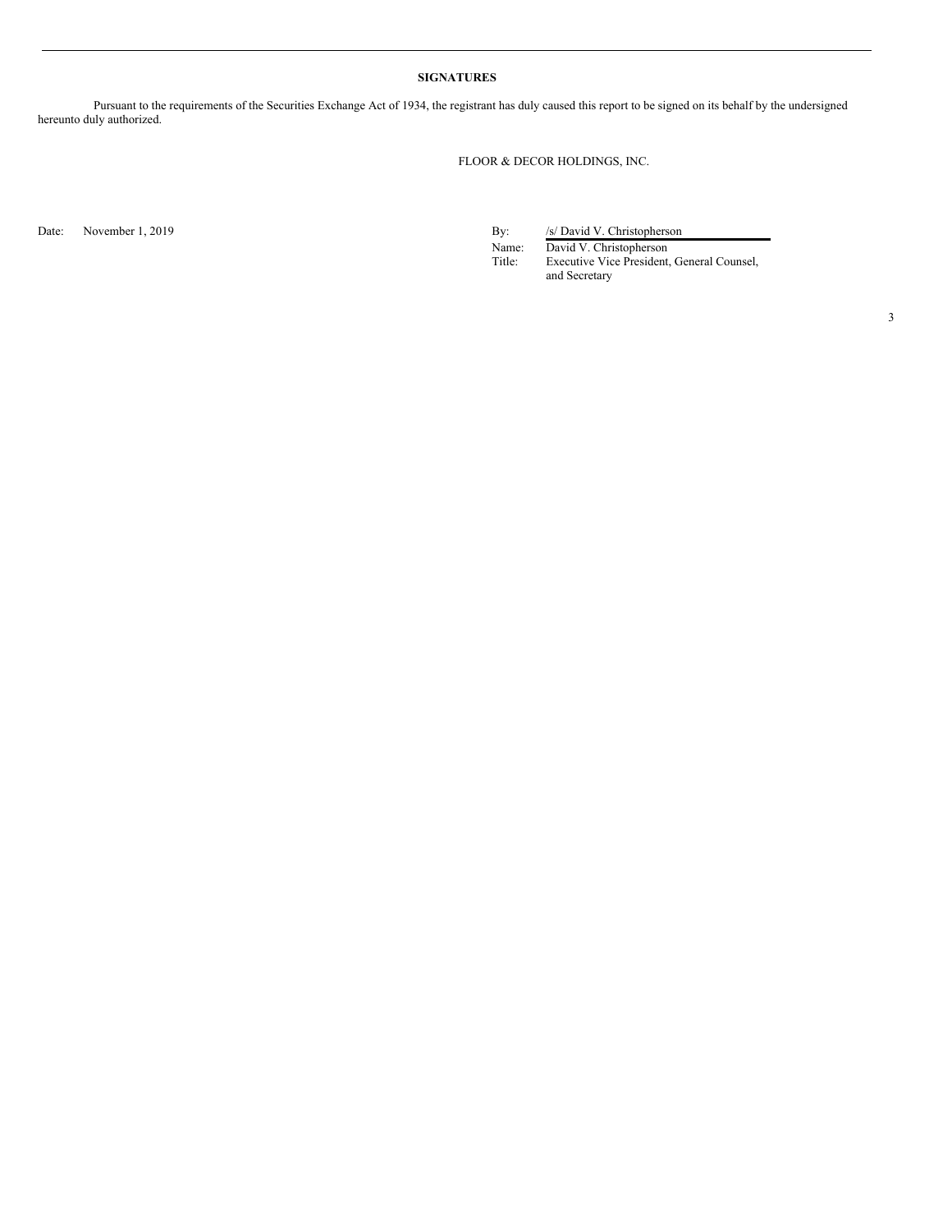**SIGNATURES**

Pursuant to the requirements of the Securities Exchange Act of 1934, the registrant has duly caused this report to be signed on its behalf by the undersigned hereunto duly authorized.

FLOOR & DECOR HOLDINGS, INC.

Date: November 1, 2019

By: /s/ David V. Christopherson
Name: David V. Christopherson
Title: Executive Vice President, General Counsel, and Secretary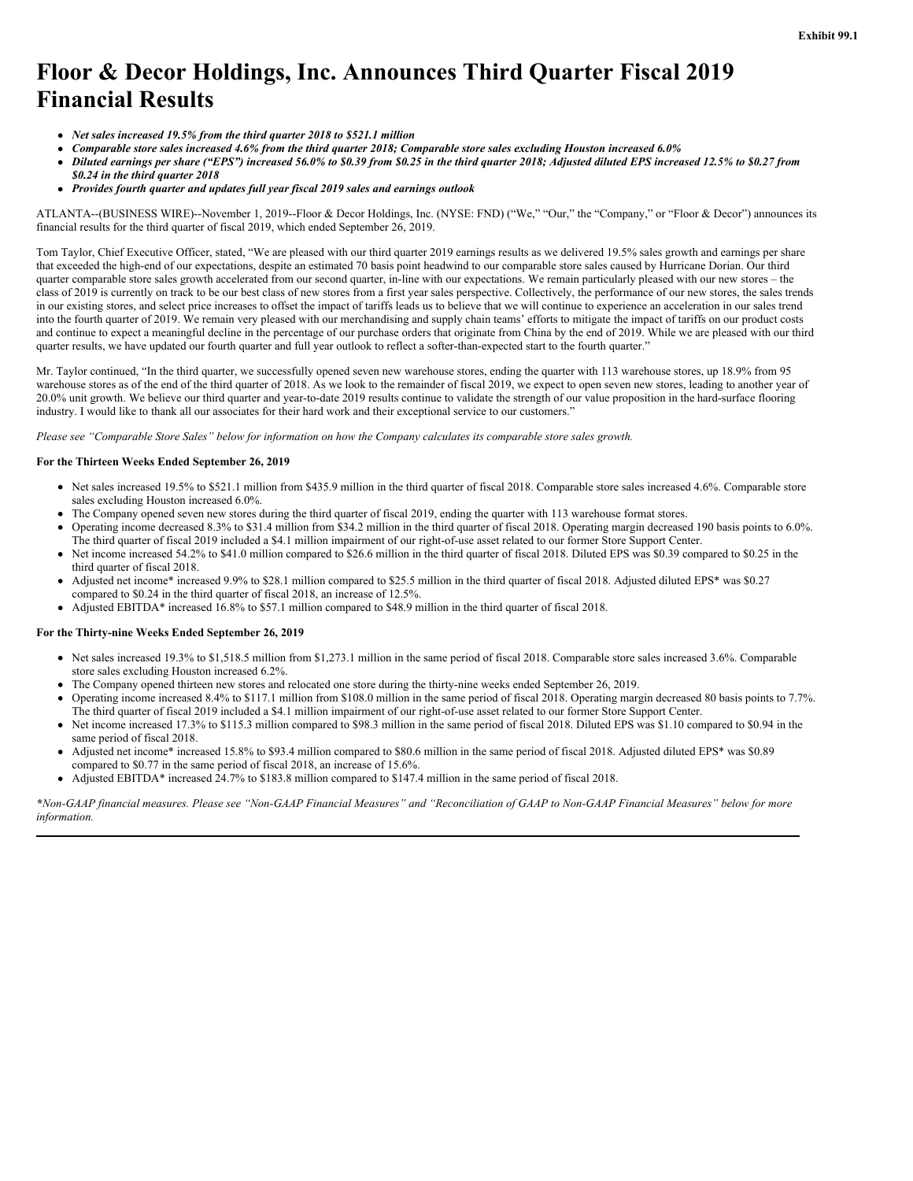Exhibit 99.1

# Floor & Decor Holdings, Inc. Announces Third Quarter Fiscal 2019 Financial Results

- ***Net sales increased 19.5% from the third quarter 2018 to $521.1 million***
- ***Comparable store sales increased 4.6% from the third quarter 2018; Comparable store sales excluding Houston increased 6.0%***
- ***Diluted earnings per share ("EPS") increased 56.0% to $0.39 from $0.25 in the third quarter 2018; Adjusted diluted EPS increased 12.5% to $0.27 from $0.24 in the third quarter 2018***
- ***Provides fourth quarter and updates full year fiscal 2019 sales and earnings outlook***

ATLANTA--(BUSINESS WIRE)--November 1, 2019--Floor & Decor Holdings, Inc. (NYSE: FND) ("We," "Our," the "Company," or "Floor & Decor") announces its financial results for the third quarter of fiscal 2019, which ended September 26, 2019.

Tom Taylor, Chief Executive Officer, stated, "We are pleased with our third quarter 2019 earnings results as we delivered 19.5% sales growth and earnings per share that exceeded the high-end of our expectations, despite an estimated 70 basis point headwind to our comparable store sales caused by Hurricane Dorian. Our third quarter comparable store sales growth accelerated from our second quarter, in-line with our expectations. We remain particularly pleased with our new stores – the class of 2019 is currently on track to be our best class of new stores from a first year sales perspective. Collectively, the performance of our new stores, the sales trends in our existing stores, and select price increases to offset the impact of tariffs leads us to believe that we will continue to experience an acceleration in our sales trend into the fourth quarter of 2019. We remain very pleased with our merchandising and supply chain teams' efforts to mitigate the impact of tariffs on our product costs and continue to expect a meaningful decline in the percentage of our purchase orders that originate from China by the end of 2019. While we are pleased with our third quarter results, we have updated our fourth quarter and full year outlook to reflect a softer-than-expected start to the fourth quarter."

Mr. Taylor continued, "In the third quarter, we successfully opened seven new warehouse stores, ending the quarter with 113 warehouse stores, up 18.9% from 95 warehouse stores as of the end of the third quarter of 2018. As we look to the remainder of fiscal 2019, we expect to open seven new stores, leading to another year of 20.0% unit growth. We believe our third quarter and year-to-date 2019 results continue to validate the strength of our value proposition in the hard-surface flooring industry. I would like to thank all our associates for their hard work and their exceptional service to our customers."

*Please see "Comparable Store Sales" below for information on how the Company calculates its comparable store sales growth.*

**For the Thirteen Weeks Ended September 26, 2019**

- Net sales increased 19.5% to $521.1 million from $435.9 million in the third quarter of fiscal 2018. Comparable store sales increased 4.6%. Comparable store sales excluding Houston increased 6.0%.
- The Company opened seven new stores during the third quarter of fiscal 2019, ending the quarter with 113 warehouse format stores.
- Operating income decreased 8.3% to $31.4 million from $34.2 million in the third quarter of fiscal 2018. Operating margin decreased 190 basis points to 6.0%. The third quarter of fiscal 2019 included a $4.1 million impairment of our right-of-use asset related to our former Store Support Center.
- Net income increased 54.2% to $41.0 million compared to $26.6 million in the third quarter of fiscal 2018. Diluted EPS was $0.39 compared to $0.25 in the third quarter of fiscal 2018.
- Adjusted net income* increased 9.9% to $28.1 million compared to $25.5 million in the third quarter of fiscal 2018. Adjusted diluted EPS* was $0.27 compared to $0.24 in the third quarter of fiscal 2018, an increase of 12.5%.
- Adjusted EBITDA* increased 16.8% to $57.1 million compared to $48.9 million in the third quarter of fiscal 2018.

**For the Thirty-nine Weeks Ended September 26, 2019**

- Net sales increased 19.3% to $1,518.5 million from $1,273.1 million in the same period of fiscal 2018. Comparable store sales increased 3.6%. Comparable store sales excluding Houston increased 6.2%.
- The Company opened thirteen new stores and relocated one store during the thirty-nine weeks ended September 26, 2019.
- Operating income increased 8.4% to $117.1 million from $108.0 million in the same period of fiscal 2018. Operating margin decreased 80 basis points to 7.7%. The third quarter of fiscal 2019 included a $4.1 million impairment of our right-of-use asset related to our former Store Support Center.
- Net income increased 17.3% to $115.3 million compared to $98.3 million in the same period of fiscal 2018. Diluted EPS was $1.10 compared to $0.94 in the same period of fiscal 2018.
- Adjusted net income* increased 15.8% to $93.4 million compared to $80.6 million in the same period of fiscal 2018. Adjusted diluted EPS* was $0.89 compared to $0.77 in the same period of fiscal 2018, an increase of 15.6%.
- Adjusted EBITDA* increased 24.7% to $183.8 million compared to $147.4 million in the same period of fiscal 2018.

**Non-GAAP financial measures. Please see "Non-GAAP Financial Measures" and "Reconciliation of GAAP to Non-GAAP Financial Measures" below for more information.*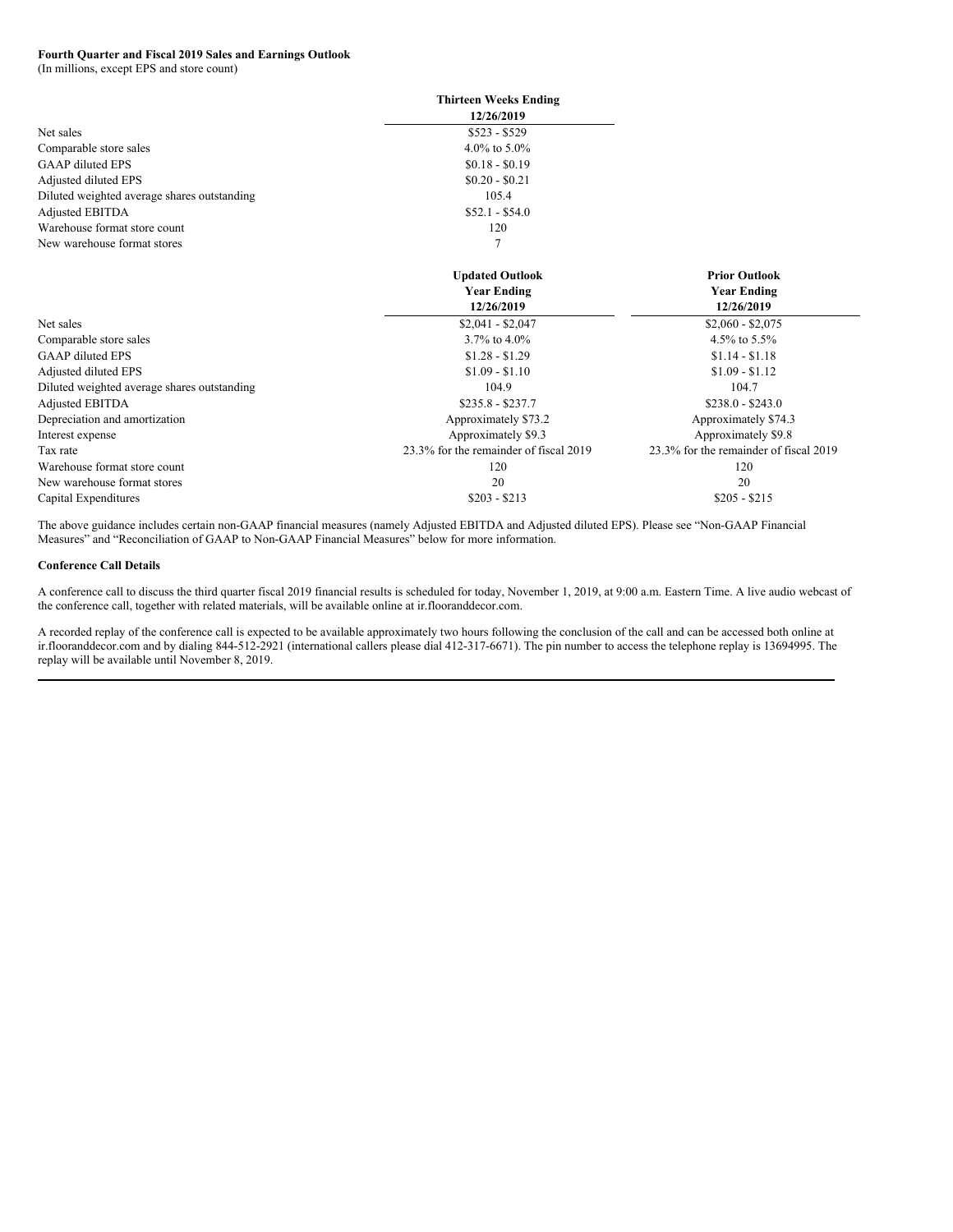**Fourth Quarter and Fiscal 2019 Sales and Earnings Outlook**
(In millions, except EPS and store count)

| | Thirteen Weeks Ending 12/26/2019 |
|---|---|
| Net sales | $523 - $529 |
| Comparable store sales | 4.0% to 5.0% |
| GAAP diluted EPS | $0.18 - $0.19 |
| Adjusted diluted EPS | $0.20 - $0.21 |
| Diluted weighted average shares outstanding | 105.4 |
| Adjusted EBITDA | $52.1 - $54.0 |
| Warehouse format store count | 120 |
| New warehouse format stores | 7 |

| | Updated Outlook Year Ending 12/26/2019 | Prior Outlook Year Ending 12/26/2019 |
|---|---|---|
| Net sales | $2,041 - $2,047 | $2,060 - $2,075 |
| Comparable store sales | 3.7% to 4.0% | 4.5% to 5.5% |
| GAAP diluted EPS | $1.28 - $1.29 | $1.14 - $1.18 |
| Adjusted diluted EPS | $1.09 - $1.10 | $1.09 - $1.12 |
| Diluted weighted average shares outstanding | 104.9 | 104.7 |
| Adjusted EBITDA | $235.8 - $237.7 | $238.0 - $243.0 |
| Depreciation and amortization | Approximately $73.2 | Approximately $74.3 |
| Interest expense | Approximately $9.3 | Approximately $9.8 |
| Tax rate | 23.3% for the remainder of fiscal 2019 | 23.3% for the remainder of fiscal 2019 |
| Warehouse format store count | 120 | 120 |
| New warehouse format stores | 20 | 20 |
| Capital Expenditures | $203 - $213 | $205 - $215 |

The above guidance includes certain non-GAAP financial measures (namely Adjusted EBITDA and Adjusted diluted EPS). Please see "Non-GAAP Financial Measures" and "Reconciliation of GAAP to Non-GAAP Financial Measures" below for more information.

**Conference Call Details**

A conference call to discuss the third quarter fiscal 2019 financial results is scheduled for today, November 1, 2019, at 9:00 a.m. Eastern Time. A live audio webcast of the conference call, together with related materials, will be available online at ir.flooranddecor.com.

A recorded replay of the conference call is expected to be available approximately two hours following the conclusion of the call and can be accessed both online at ir.flooranddecor.com and by dialing 844-512-2921 (international callers please dial 412-317-6671). The pin number to access the telephone replay is 13694995. The replay will be available until November 8, 2019.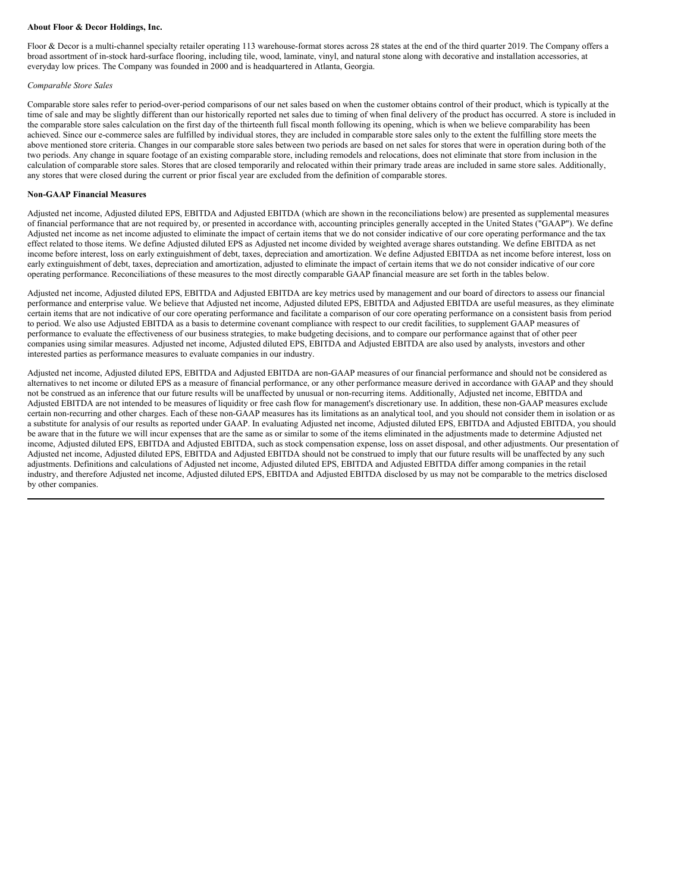**About Floor & Decor Holdings, Inc.**

Floor & Decor is a multi-channel specialty retailer operating 113 warehouse-format stores across 28 states at the end of the third quarter 2019. The Company offers a broad assortment of in-stock hard-surface flooring, including tile, wood, laminate, vinyl, and natural stone along with decorative and installation accessories, at everyday low prices. The Company was founded in 2000 and is headquartered in Atlanta, Georgia.

*Comparable Store Sales*

Comparable store sales refer to period-over-period comparisons of our net sales based on when the customer obtains control of their product, which is typically at the time of sale and may be slightly different than our historically reported net sales due to timing of when final delivery of the product has occurred. A store is included in the comparable store sales calculation on the first day of the thirteenth full fiscal month following its opening, which is when we believe comparability has been achieved. Since our e-commerce sales are fulfilled by individual stores, they are included in comparable store sales only to the extent the fulfilling store meets the above mentioned store criteria. Changes in our comparable store sales between two periods are based on net sales for stores that were in operation during both of the two periods. Any change in square footage of an existing comparable store, including remodels and relocations, does not eliminate that store from inclusion in the calculation of comparable store sales. Stores that are closed temporarily and relocated within their primary trade areas are included in same store sales. Additionally, any stores that were closed during the current or prior fiscal year are excluded from the definition of comparable stores.

**Non-GAAP Financial Measures**

Adjusted net income, Adjusted diluted EPS, EBITDA and Adjusted EBITDA (which are shown in the reconciliations below) are presented as supplemental measures of financial performance that are not required by, or presented in accordance with, accounting principles generally accepted in the United States ("GAAP"). We define Adjusted net income as net income adjusted to eliminate the impact of certain items that we do not consider indicative of our core operating performance and the tax effect related to those items. We define Adjusted diluted EPS as Adjusted net income divided by weighted average shares outstanding. We define EBITDA as net income before interest, loss on early extinguishment of debt, taxes, depreciation and amortization. We define Adjusted EBITDA as net income before interest, loss on early extinguishment of debt, taxes, depreciation and amortization, adjusted to eliminate the impact of certain items that we do not consider indicative of our core operating performance. Reconciliations of these measures to the most directly comparable GAAP financial measure are set forth in the tables below.

Adjusted net income, Adjusted diluted EPS, EBITDA and Adjusted EBITDA are key metrics used by management and our board of directors to assess our financial performance and enterprise value. We believe that Adjusted net income, Adjusted diluted EPS, EBITDA and Adjusted EBITDA are useful measures, as they eliminate certain items that are not indicative of our core operating performance and facilitate a comparison of our core operating performance on a consistent basis from period to period. We also use Adjusted EBITDA as a basis to determine covenant compliance with respect to our credit facilities, to supplement GAAP measures of performance to evaluate the effectiveness of our business strategies, to make budgeting decisions, and to compare our performance against that of other peer companies using similar measures. Adjusted net income, Adjusted diluted EPS, EBITDA and Adjusted EBITDA are also used by analysts, investors and other interested parties as performance measures to evaluate companies in our industry.

Adjusted net income, Adjusted diluted EPS, EBITDA and Adjusted EBITDA are non-GAAP measures of our financial performance and should not be considered as alternatives to net income or diluted EPS as a measure of financial performance, or any other performance measure derived in accordance with GAAP and they should not be construed as an inference that our future results will be unaffected by unusual or non-recurring items. Additionally, Adjusted net income, EBITDA and Adjusted EBITDA are not intended to be measures of liquidity or free cash flow for management's discretionary use. In addition, these non-GAAP measures exclude certain non-recurring and other charges. Each of these non-GAAP measures has its limitations as an analytical tool, and you should not consider them in isolation or as a substitute for analysis of our results as reported under GAAP. In evaluating Adjusted net income, Adjusted diluted EPS, EBITDA and Adjusted EBITDA, you should be aware that in the future we will incur expenses that are the same as or similar to some of the items eliminated in the adjustments made to determine Adjusted net income, Adjusted diluted EPS, EBITDA and Adjusted EBITDA, such as stock compensation expense, loss on asset disposal, and other adjustments. Our presentation of Adjusted net income, Adjusted diluted EPS, EBITDA and Adjusted EBITDA should not be construed to imply that our future results will be unaffected by any such adjustments. Definitions and calculations of Adjusted net income, Adjusted diluted EPS, EBITDA and Adjusted EBITDA differ among companies in the retail industry, and therefore Adjusted net income, Adjusted diluted EPS, EBITDA and Adjusted EBITDA disclosed by us may not be comparable to the metrics disclosed by other companies.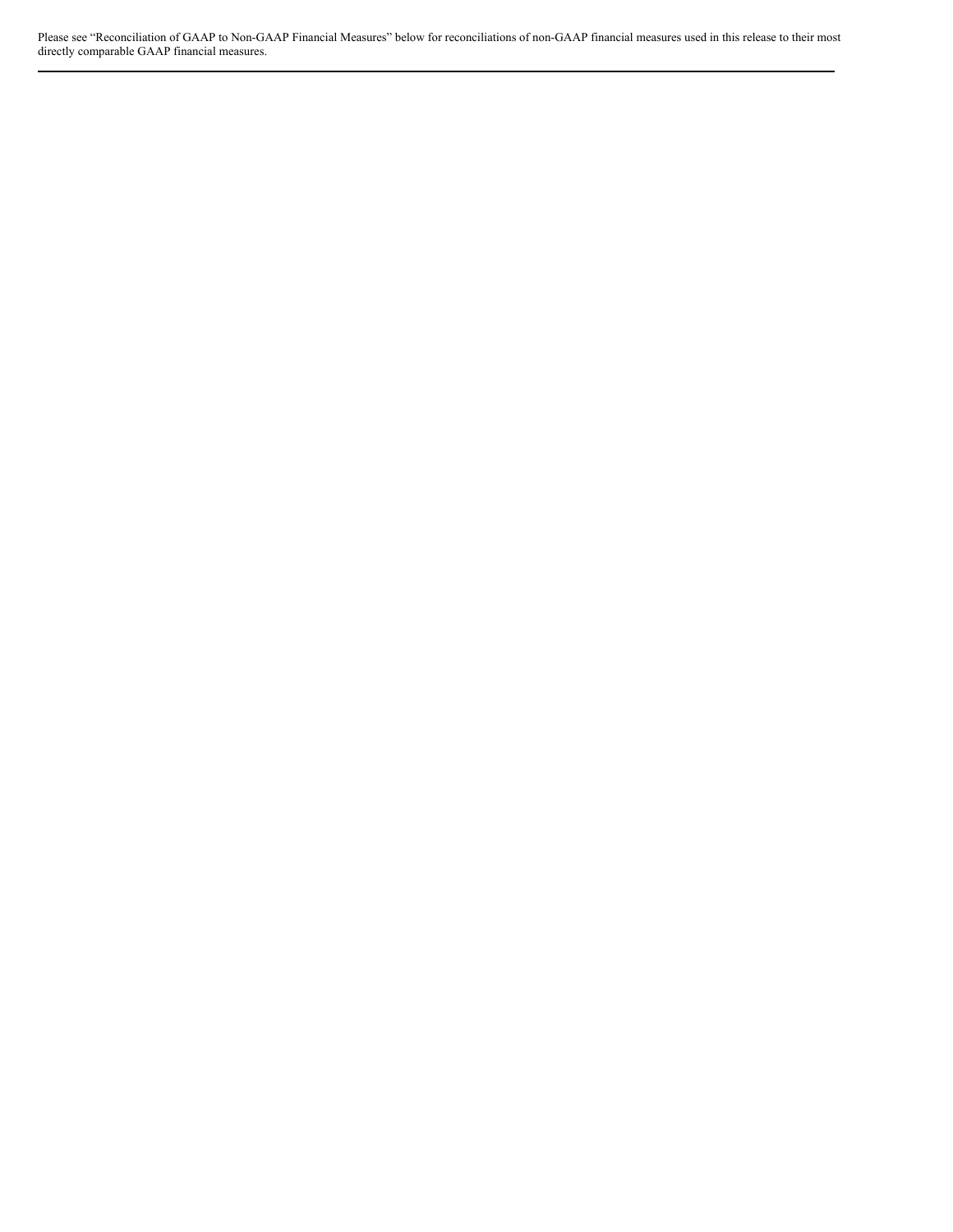Please see “Reconciliation of GAAP to Non-GAAP Financial Measures” below for reconciliations of non-GAAP financial measures used in this release to their most directly comparable GAAP financial measures.

---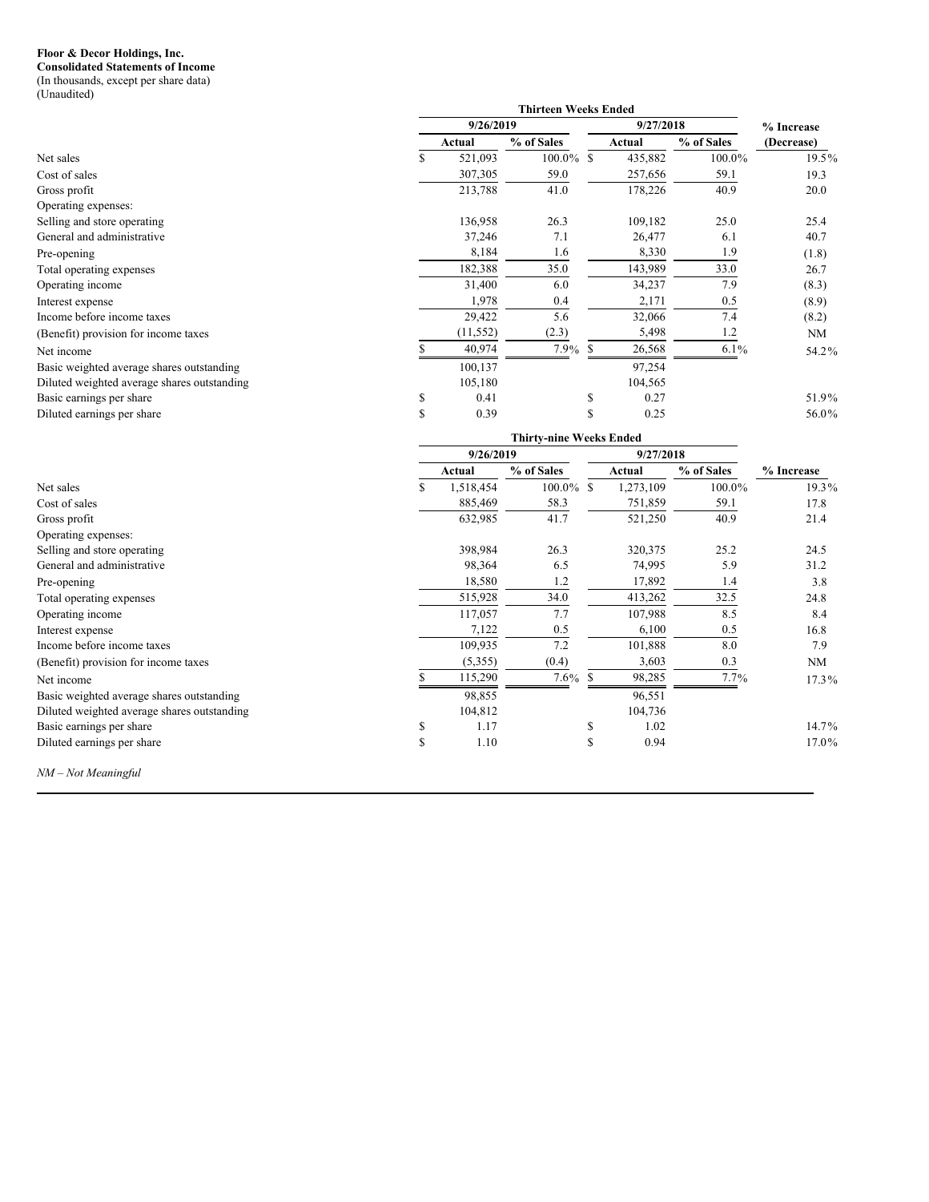**Floor & Decor Holdings, Inc.**
**Consolidated Statements of Income**
(In thousands, except per share data)
(Unaudited)

| | Thirteen Weeks Ended | | | | |
|---|---|---|---|---|---|
| | 9/26/2019 | | 9/27/2018 | | % Increase |
| | Actual | % of Sales | Actual | % of Sales | (Decrease) |
| Net sales | $ 521,093 | 100.0% | $ 435,882 | 100.0% | 19.5% |
| Cost of sales | 307,305 | 59.0 | 257,656 | 59.1 | 19.3 |
| Gross profit | 213,788 | 41.0 | 178,226 | 40.9 | 20.0 |
| Operating expenses: | | | | | |
| Selling and store operating | 136,958 | 26.3 | 109,182 | 25.0 | 25.4 |
| General and administrative | 37,246 | 7.1 | 26,477 | 6.1 | 40.7 |
| Pre-opening | 8,184 | 1.6 | 8,330 | 1.9 | (1.8) |
| Total operating expenses | 182,388 | 35.0 | 143,989 | 33.0 | 26.7 |
| Operating income | 31,400 | 6.0 | 34,237 | 7.9 | (8.3) |
| Interest expense | 1,978 | 0.4 | 2,171 | 0.5 | (8.9) |
| Income before income taxes | 29,422 | 5.6 | 32,066 | 7.4 | (8.2) |
| (Benefit) provision for income taxes | (11,552) | (2.3) | 5,498 | 1.2 | NM |
| Net income | $ 40,974 | 7.9% | $ 26,568 | 6.1% | 54.2% |
| Basic weighted average shares outstanding | 100,137 | | 97,254 | | |
| Diluted weighted average shares outstanding | 105,180 | | 104,565 | | |
| Basic earnings per share | $ 0.41 | | $ 0.27 | | 51.9% |
| Diluted earnings per share | $ 0.39 | | $ 0.25 | | 56.0% |

| | Thirty-nine Weeks Ended | | | | |
|---|---|---|---|---|---|
| | 9/26/2019 | | 9/27/2018 | | |
| | Actual | % of Sales | Actual | % of Sales | % Increase |
| Net sales | $ 1,518,454 | 100.0% | $ 1,273,109 | 100.0% | 19.3% |
| Cost of sales | 885,469 | 58.3 | 751,859 | 59.1 | 17.8 |
| Gross profit | 632,985 | 41.7 | 521,250 | 40.9 | 21.4 |
| Operating expenses: | | | | | |
| Selling and store operating | 398,984 | 26.3 | 320,375 | 25.2 | 24.5 |
| General and administrative | 98,364 | 6.5 | 74,995 | 5.9 | 31.2 |
| Pre-opening | 18,580 | 1.2 | 17,892 | 1.4 | 3.8 |
| Total operating expenses | 515,928 | 34.0 | 413,262 | 32.5 | 24.8 |
| Operating income | 117,057 | 7.7 | 107,988 | 8.5 | 8.4 |
| Interest expense | 7,122 | 0.5 | 6,100 | 0.5 | 16.8 |
| Income before income taxes | 109,935 | 7.2 | 101,888 | 8.0 | 7.9 |
| (Benefit) provision for income taxes | (5,355) | (0.4) | 3,603 | 0.3 | NM |
| Net income | $ 115,290 | 7.6% | $ 98,285 | 7.7% | 17.3% |
| Basic weighted average shares outstanding | 98,855 | | 96,551 | | |
| Diluted weighted average shares outstanding | 104,812 | | 104,736 | | |
| Basic earnings per share | $ 1.17 | | $ 1.02 | | 14.7% |
| Diluted earnings per share | $ 1.10 | | $ 0.94 | | 17.0% |

*NM – Not Meaningful*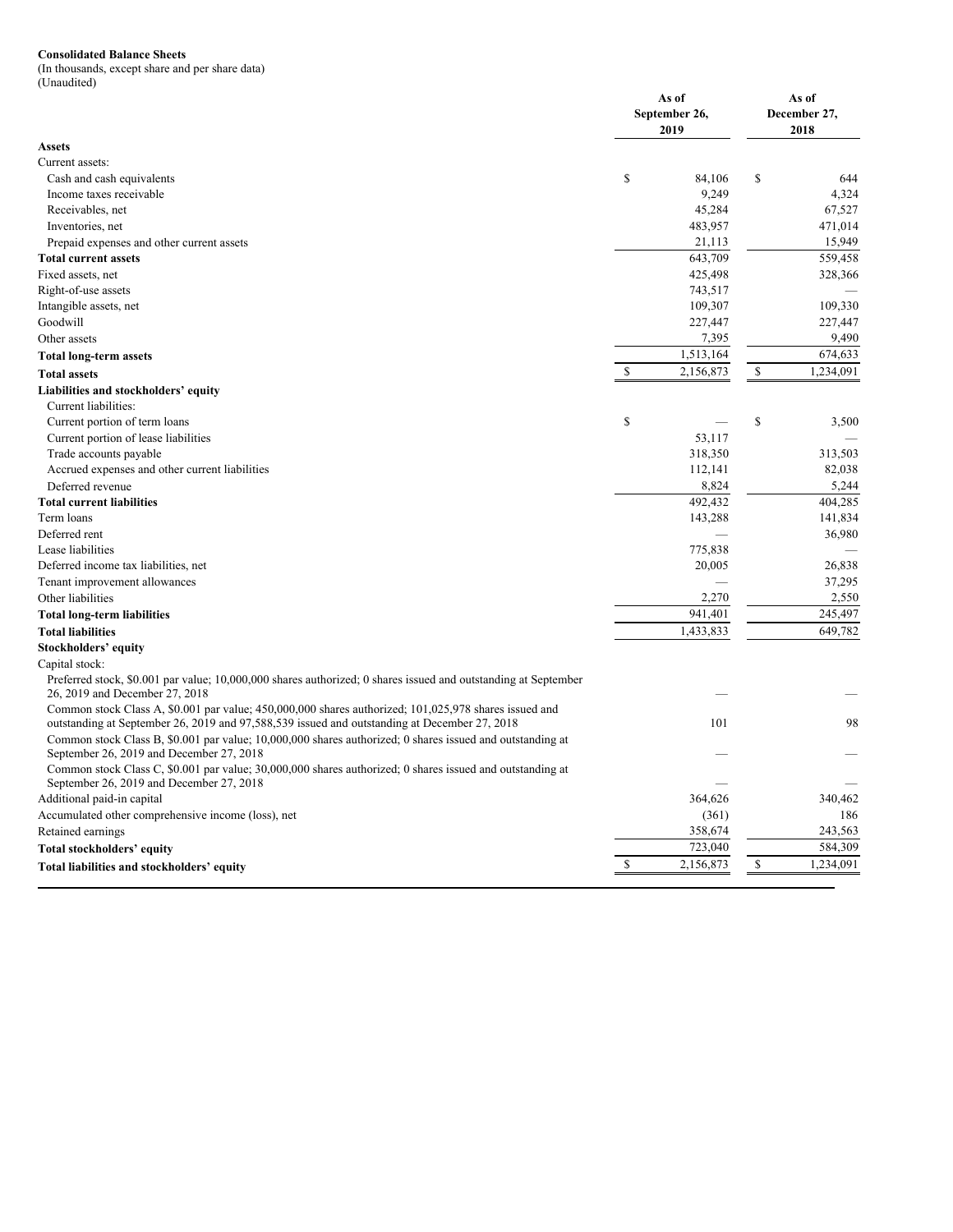**Consolidated Balance Sheets**
(In thousands, except share and per share data)
(Unaudited)

| | As of September 26, 2019 | As of December 27, 2018 |
|---|---|---|
| **Assets** | | |
| Current assets: | | |
| Cash and cash equivalents | $ 84,106 | $ 644 |
| Income taxes receivable | 9,249 | 4,324 |
| Receivables, net | 45,284 | 67,527 |
| Inventories, net | 483,957 | 471,014 |
| Prepaid expenses and other current assets | 21,113 | 15,949 |
| **Total current assets** | 643,709 | 559,458 |
| Fixed assets, net | 425,498 | 328,366 |
| Right-of-use assets | 743,517 | — |
| Intangible assets, net | 109,307 | 109,330 |
| Goodwill | 227,447 | 227,447 |
| Other assets | 7,395 | 9,490 |
| **Total long-term assets** | 1,513,164 | 674,633 |
| **Total assets** | $ 2,156,873 | $ 1,234,091 |
| **Liabilities and stockholders' equity** | | |
| Current liabilities: | | |
| Current portion of term loans | $ — | $ 3,500 |
| Current portion of lease liabilities | 53,117 | — |
| Trade accounts payable | 318,350 | 313,503 |
| Accrued expenses and other current liabilities | 112,141 | 82,038 |
| Deferred revenue | 8,824 | 5,244 |
| **Total current liabilities** | 492,432 | 404,285 |
| Term loans | 143,288 | 141,834 |
| Deferred rent | — | 36,980 |
| Lease liabilities | 775,838 | — |
| Deferred income tax liabilities, net | 20,005 | 26,838 |
| Tenant improvement allowances | — | 37,295 |
| Other liabilities | 2,270 | 2,550 |
| **Total long-term liabilities** | 941,401 | 245,497 |
| **Total liabilities** | 1,433,833 | 649,782 |
| **Stockholders' equity** | | |
| Capital stock: | | |
| Preferred stock, $0.001 par value; 10,000,000 shares authorized; 0 shares issued and outstanding at September 26, 2019 and December 27, 2018 | — | — |
| Common stock Class A, $0.001 par value; 450,000,000 shares authorized; 101,025,978 shares issued and outstanding at September 26, 2019 and 97,588,539 issued and outstanding at December 27, 2018 | 101 | 98 |
| Common stock Class B, $0.001 par value; 10,000,000 shares authorized; 0 shares issued and outstanding at September 26, 2019 and December 27, 2018 | — | — |
| Common stock Class C, $0.001 par value; 30,000,000 shares authorized; 0 shares issued and outstanding at September 26, 2019 and December 27, 2018 | — | — |
| Additional paid-in capital | 364,626 | 340,462 |
| Accumulated other comprehensive income (loss), net | (361) | 186 |
| Retained earnings | 358,674 | 243,563 |
| **Total stockholders' equity** | 723,040 | 584,309 |
| **Total liabilities and stockholders' equity** | $ 2,156,873 | $ 1,234,091 |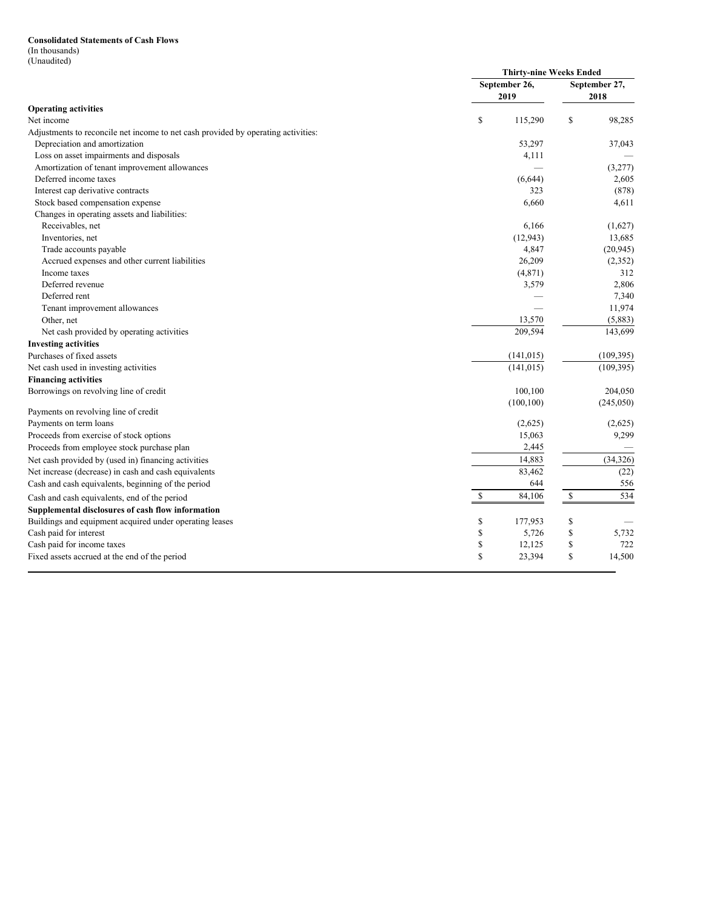**Consolidated Statements of Cash Flows**
(In thousands)
(Unaudited)

| | Thirty-nine Weeks Ended | |
|---|---|---|
| | September 26, 2019 | September 27, 2018 |
| **Operating activities** | | |
| Net income | $ 115,290 | $ 98,285 |
| Adjustments to reconcile net income to net cash provided by operating activities: | | |
| Depreciation and amortization | 53,297 | 37,043 |
| Loss on asset impairments and disposals | 4,111 | — |
| Amortization of tenant improvement allowances | — | (3,277) |
| Deferred income taxes | (6,644) | 2,605 |
| Interest cap derivative contracts | 323 | (878) |
| Stock based compensation expense | 6,660 | 4,611 |
| Changes in operating assets and liabilities: | | |
| Receivables, net | 6,166 | (1,627) |
| Inventories, net | (12,943) | 13,685 |
| Trade accounts payable | 4,847 | (20,945) |
| Accrued expenses and other current liabilities | 26,209 | (2,352) |
| Income taxes | (4,871) | 312 |
| Deferred revenue | 3,579 | 2,806 |
| Deferred rent | — | 7,340 |
| Tenant improvement allowances | — | 11,974 |
| Other, net | 13,570 | (5,883) |
| Net cash provided by operating activities | 209,594 | 143,699 |
| **Investing activities** | | |
| Purchases of fixed assets | (141,015) | (109,395) |
| Net cash used in investing activities | (141,015) | (109,395) |
| **Financing activities** | | |
| Borrowings on revolving line of credit | 100,100 | 204,050 |
| Payments on revolving line of credit | (100,100) | (245,050) |
| Payments on term loans | (2,625) | (2,625) |
| Proceeds from exercise of stock options | 15,063 | 9,299 |
| Proceeds from employee stock purchase plan | 2,445 | — |
| Net cash provided by (used in) financing activities | 14,883 | (34,326) |
| Net increase (decrease) in cash and cash equivalents | 83,462 | (22) |
| Cash and cash equivalents, beginning of the period | 644 | 556 |
| Cash and cash equivalents, end of the period | $ 84,106 | $ 534 |
| **Supplemental disclosures of cash flow information** | | |
| Buildings and equipment acquired under operating leases | $ 177,953 | $ — |
| Cash paid for interest | $ 5,726 | $ 5,732 |
| Cash paid for income taxes | $ 12,125 | $ 722 |
| Fixed assets accrued at the end of the period | $ 23,394 | $ 14,500 |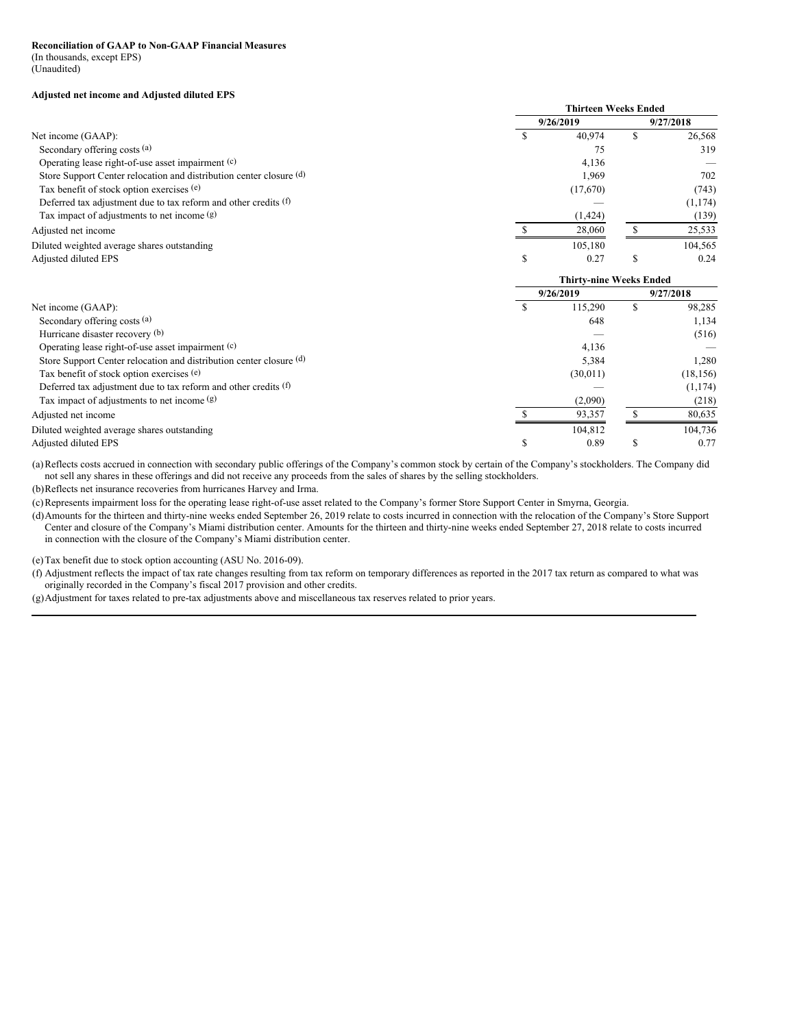**Reconciliation of GAAP to Non-GAAP Financial Measures**
(In thousands, except EPS)
(Unaudited)

**Adjusted net income and Adjusted diluted EPS**

| | Thirteen Weeks Ended | |
|---|---|---|
| | 9/26/2019 | 9/27/2018 |
| Net income (GAAP): | $ 40,974 | $ 26,568 |
| Secondary offering costs [(a)] | 75 | 319 |
| Operating lease right-of-use asset impairment [(c)] | 4,136 | — |
| Store Support Center relocation and distribution center closure [(d)] | 1,969 | 702 |
| Tax benefit of stock option exercises [(e)] | (17,670) | (743) |
| Deferred tax adjustment due to tax reform and other credits [(f)] | — | (1,174) |
| Tax impact of adjustments to net income [(g)] | (1,424) | (139) |
| Adjusted net income | $ 28,060 | $ 25,533 |
| Diluted weighted average shares outstanding | 105,180 | 104,565 |
| Adjusted diluted EPS | $ 0.27 | $ 0.24 |

| | Thirty-nine Weeks Ended | |
|---|---|---|
| | 9/26/2019 | 9/27/2018 |
| Net income (GAAP): | $ 115,290 | $ 98,285 |
| Secondary offering costs [(a)] | 648 | 1,134 |
| Hurricane disaster recovery [(b)] | — | (516) |
| Operating lease right-of-use asset impairment [(c)] | 4,136 | — |
| Store Support Center relocation and distribution center closure [(d)] | 5,384 | 1,280 |
| Tax benefit of stock option exercises [(e)] | (30,011) | (18,156) |
| Deferred tax adjustment due to tax reform and other credits [(f)] | — | (1,174) |
| Tax impact of adjustments to net income [(g)] | (2,090) | (218) |
| Adjusted net income | $ 93,357 | $ 80,635 |
| Diluted weighted average shares outstanding | 104,812 | 104,736 |
| Adjusted diluted EPS | $ 0.89 | $ 0.77 |

(a) Reflects costs accrued in connection with secondary public offerings of the Company's common stock by certain of the Company's stockholders. The Company did not sell any shares in these offerings and did not receive any proceeds from the sales of shares by the selling stockholders.

(b) Reflects net insurance recoveries from hurricanes Harvey and Irma.

(c) Represents impairment loss for the operating lease right-of-use asset related to the Company's former Store Support Center in Smyrna, Georgia.

(d) Amounts for the thirteen and thirty-nine weeks ended September 26, 2019 relate to costs incurred in connection with the relocation of the Company's Store Support Center and closure of the Company's Miami distribution center. Amounts for the thirteen and thirty-nine weeks ended September 27, 2018 relate to costs incurred in connection with the closure of the Company's Miami distribution center.

(e) Tax benefit due to stock option accounting (ASU No. 2016-09).

(f) Adjustment reflects the impact of tax rate changes resulting from tax reform on temporary differences as reported in the 2017 tax return as compared to what was originally recorded in the Company's fiscal 2017 provision and other credits.

(g) Adjustment for taxes related to pre-tax adjustments above and miscellaneous tax reserves related to prior years.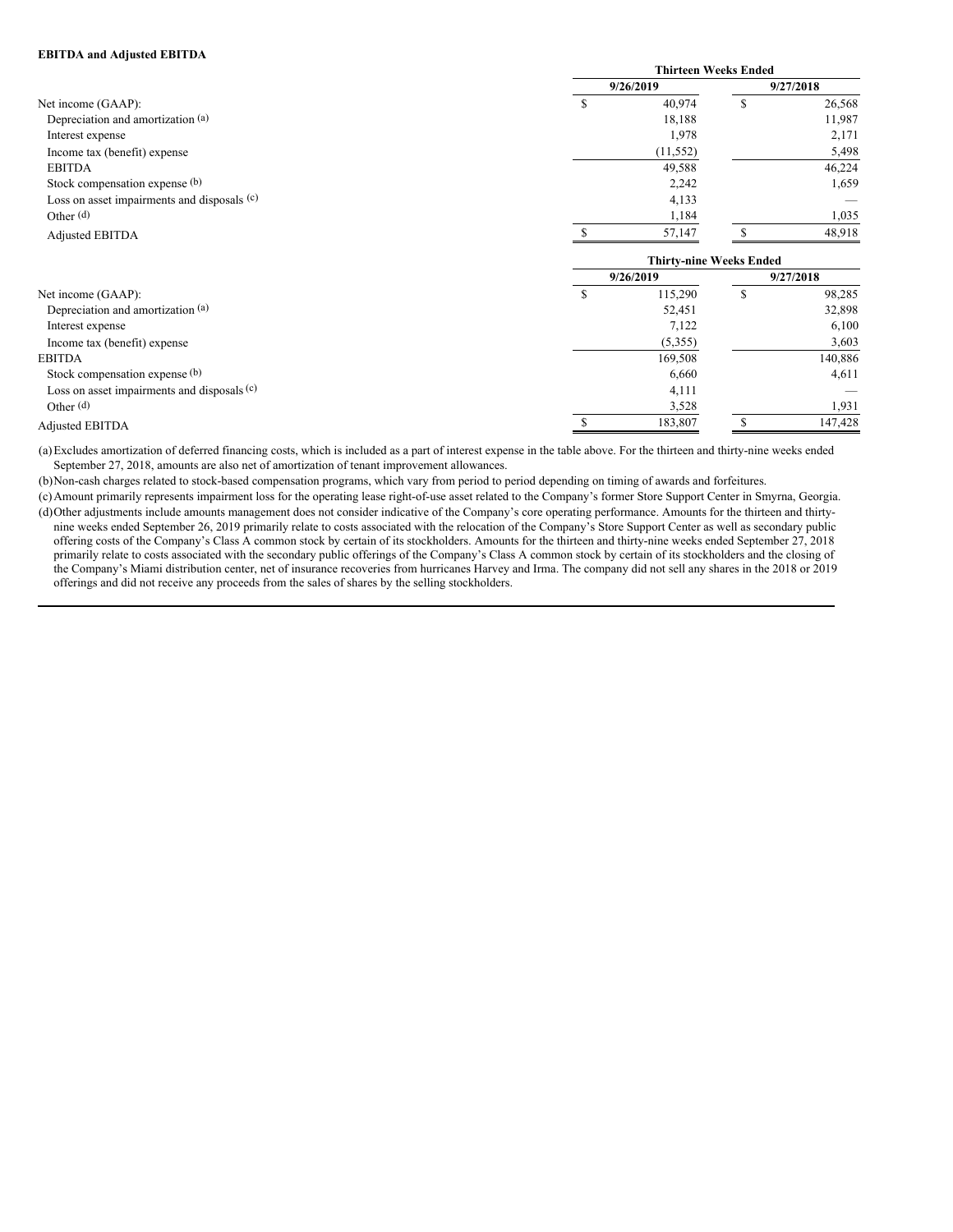**EBITDA and Adjusted EBITDA**

| | Thirteen Weeks Ended | |
|---|---|---|
| | 9/26/2019 | 9/27/2018 |
| Net income (GAAP): | $ 40,974 | $ 26,568 |
| Depreciation and amortization [(a)] | 18,188 | 11,987 |
| Interest expense | 1,978 | 2,171 |
| Income tax (benefit) expense | (11,552) | 5,498 |
| EBITDA | 49,588 | 46,224 |
| Stock compensation expense [(b)] | 2,242 | 1,659 |
| Loss on asset impairments and disposals [(c)] | 4,133 | — |
| Other [(d)] | 1,184 | 1,035 |
| Adjusted EBITDA | $ 57,147 | $ 48,918 |

| | Thirty-nine Weeks Ended | |
|---|---|---|
| | 9/26/2019 | 9/27/2018 |
| Net income (GAAP): | $ 115,290 | $ 98,285 |
| Depreciation and amortization [(a)] | 52,451 | 32,898 |
| Interest expense | 7,122 | 6,100 |
| Income tax (benefit) expense | (5,355) | 3,603 |
| EBITDA | 169,508 | 140,886 |
| Stock compensation expense [(b)] | 6,660 | 4,611 |
| Loss on asset impairments and disposals [(c)] | 4,111 | — |
| Other [(d)] | 3,528 | 1,931 |
| Adjusted EBITDA | $ 183,807 | $ 147,428 |

(a) Excludes amortization of deferred financing costs, which is included as a part of interest expense in the table above. For the thirteen and thirty-nine weeks ended September 27, 2018, amounts are also net of amortization of tenant improvement allowances.

(b) Non-cash charges related to stock-based compensation programs, which vary from period to period depending on timing of awards and forfeitures.

(c) Amount primarily represents impairment loss for the operating lease right-of-use asset related to the Company's former Store Support Center in Smyrna, Georgia.

(d) Other adjustments include amounts management does not consider indicative of the Company's core operating performance. Amounts for the thirteen and thirty-nine weeks ended September 26, 2019 primarily relate to costs associated with the relocation of the Company's Store Support Center as well as secondary public offering costs of the Company's Class A common stock by certain of its stockholders. Amounts for the thirteen and thirty-nine weeks ended September 27, 2018 primarily relate to costs associated with the secondary public offerings of the Company's Class A common stock by certain of its stockholders and the closing of the Company's Miami distribution center, net of insurance recoveries from hurricanes Harvey and Irma. The company did not sell any shares in the 2018 or 2019 offerings and did not receive any proceeds from the sales of shares by the selling stockholders.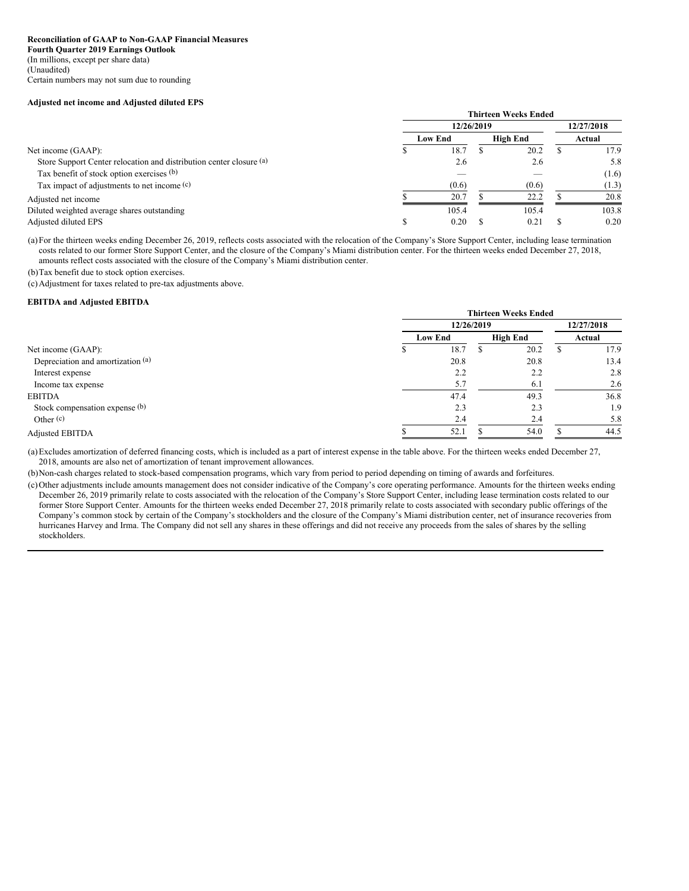**Reconciliation of GAAP to Non-GAAP Financial Measures**
**Fourth Quarter 2019 Earnings Outlook**
(In millions, except per share data)
(Unaudited)
Certain numbers may not sum due to rounding

**Adjusted net income and Adjusted diluted EPS**

| | Thirteen Weeks Ended | | |
|---|---|---|---|
| | 12/26/2019 | | 12/27/2018 |
| | Low End | High End | Actual |
| Net income (GAAP): | $ 18.7 | $ 20.2 | $ 17.9 |
| Store Support Center relocation and distribution center closure [(a)] | 2.6 | 2.6 | 5.8 |
| Tax benefit of stock option exercises [(b)] | — | — | (1.6) |
| Tax impact of adjustments to net income [(c)] | (0.6) | (0.6) | (1.3) |
| Adjusted net income | $ 20.7 | $ 22.2 | $ 20.8 |
| Diluted weighted average shares outstanding | 105.4 | 105.4 | 103.8 |
| Adjusted diluted EPS | $ 0.20 | $ 0.21 | $ 0.20 |

(a) For the thirteen weeks ending December 26, 2019, reflects costs associated with the relocation of the Company's Store Support Center, including lease termination costs related to our former Store Support Center, and the closure of the Company's Miami distribution center. For the thirteen weeks ended December 27, 2018, amounts reflect costs associated with the closure of the Company's Miami distribution center.

(b) Tax benefit due to stock option exercises.

(c) Adjustment for taxes related to pre-tax adjustments above.

**EBITDA and Adjusted EBITDA**

| | Thirteen Weeks Ended | | |
|---|---|---|---|
| | 12/26/2019 | | 12/27/2018 |
| | Low End | High End | Actual |
| Net income (GAAP): | $ 18.7 | $ 20.2 | $ 17.9 |
| Depreciation and amortization [(a)] | 20.8 | 20.8 | 13.4 |
| Interest expense | 2.2 | 2.2 | 2.8 |
| Income tax expense | 5.7 | 6.1 | 2.6 |
| EBITDA | 47.4 | 49.3 | 36.8 |
| Stock compensation expense [(b)] | 2.3 | 2.3 | 1.9 |
| Other [(c)] | 2.4 | 2.4 | 5.8 |
| Adjusted EBITDA | $ 52.1 | $ 54.0 | $ 44.5 |

(a) Excludes amortization of deferred financing costs, which is included as a part of interest expense in the table above. For the thirteen weeks ended December 27, 2018, amounts are also net of amortization of tenant improvement allowances.

(b) Non-cash charges related to stock-based compensation programs, which vary from period to period depending on timing of awards and forfeitures.

(c) Other adjustments include amounts management does not consider indicative of the Company's core operating performance. Amounts for the thirteen weeks ending December 26, 2019 primarily relate to costs associated with the relocation of the Company's Store Support Center, including lease termination costs related to our former Store Support Center. Amounts for the thirteen weeks ended December 27, 2018 primarily relate to costs associated with secondary public offerings of the Company's common stock by certain of the Company's stockholders and the closure of the Company's Miami distribution center, net of insurance recoveries from hurricanes Harvey and Irma. The Company did not sell any shares in these offerings and did not receive any proceeds from the sales of shares by the selling stockholders.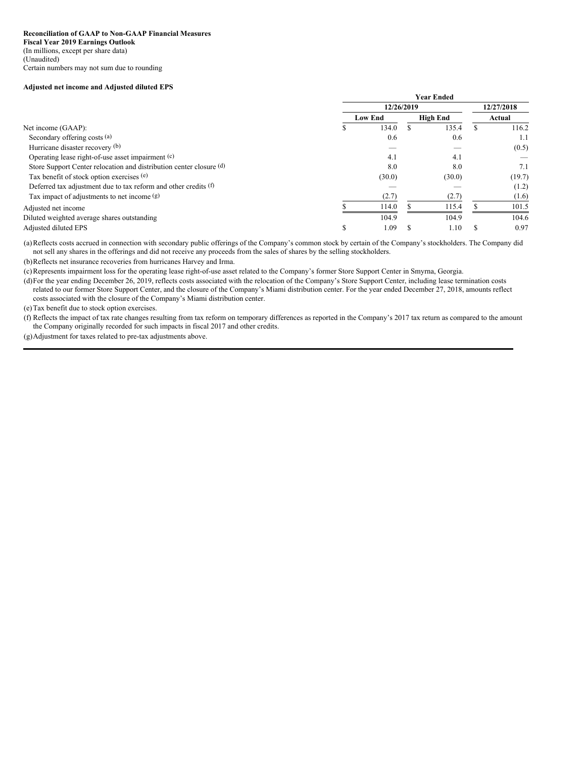**Reconciliation of GAAP to Non-GAAP Financial Measures**
**Fiscal Year 2019 Earnings Outlook**
(In millions, except per share data)
(Unaudited)
Certain numbers may not sum due to rounding

**Adjusted net income and Adjusted diluted EPS**

| | Year Ended | | |
|---|---|---|---|
| | 12/26/2019 | | 12/27/2018 |
| | Low End | High End | Actual |
| Net income (GAAP): | $ 134.0 | $ 135.4 | $ 116.2 |
| Secondary offering costs [a] | 0.6 | 0.6 | 1.1 |
| Hurricane disaster recovery [b] | — | — | (0.5) |
| Operating lease right-of-use asset impairment [c] | 4.1 | 4.1 | — |
| Store Support Center relocation and distribution center closure [d] | 8.0 | 8.0 | 7.1 |
| Tax benefit of stock option exercises [e] | (30.0) | (30.0) | (19.7) |
| Deferred tax adjustment due to tax reform and other credits [f] | — | — | (1.2) |
| Tax impact of adjustments to net income [g] | (2.7) | (2.7) | (1.6) |
| Adjusted net income | $ 114.0 | $ 115.4 | $ 101.5 |
| Diluted weighted average shares outstanding | 104.9 | 104.9 | 104.6 |
| Adjusted diluted EPS | $ 1.09 | $ 1.10 | $ 0.97 |

(a) Reflects costs accrued in connection with secondary public offerings of the Company's common stock by certain of the Company's stockholders. The Company did not sell any shares in the offerings and did not receive any proceeds from the sales of shares by the selling stockholders.

(b) Reflects net insurance recoveries from hurricanes Harvey and Irma.

(c) Represents impairment loss for the operating lease right-of-use asset related to the Company's former Store Support Center in Smyrna, Georgia.

(d) For the year ending December 26, 2019, reflects costs associated with the relocation of the Company's Store Support Center, including lease termination costs related to our former Store Support Center, and the closure of the Company's Miami distribution center. For the year ended December 27, 2018, amounts reflect costs associated with the closure of the Company's Miami distribution center.

(e) Tax benefit due to stock option exercises.

(f) Reflects the impact of tax rate changes resulting from tax reform on temporary differences as reported in the Company's 2017 tax return as compared to the amount the Company originally recorded for such impacts in fiscal 2017 and other credits.

(g) Adjustment for taxes related to pre-tax adjustments above.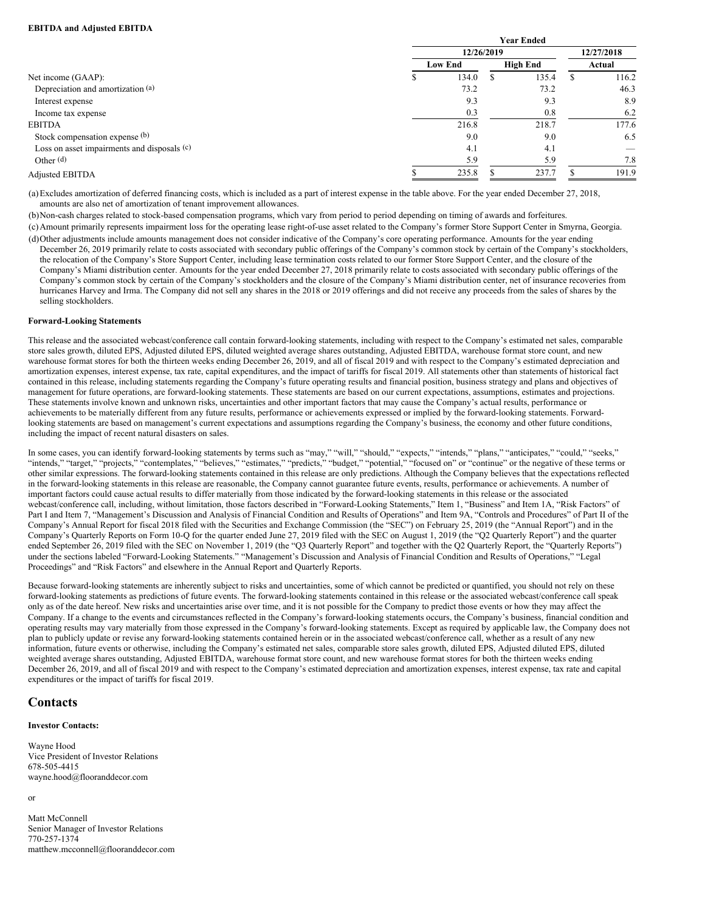**EBITDA and Adjusted EBITDA**

| | Year Ended | | |
|---|---|---|---|
| | 12/26/2019 | | 12/27/2018 |
| | Low End | High End | Actual |
| Net income (GAAP): | $ 134.0 | $ 135.4 | $ 116.2 |
| Depreciation and amortization [(a)] | 73.2 | 73.2 | 46.3 |
| Interest expense | 9.3 | 9.3 | 8.9 |
| Income tax expense | 0.3 | 0.8 | 6.2 |
| EBITDA | 216.8 | 218.7 | 177.6 |
| Stock compensation expense [(b)] | 9.0 | 9.0 | 6.5 |
| Loss on asset impairments and disposals [(c)] | 4.1 | 4.1 | — |
| Other [(d)] | 5.9 | 5.9 | 7.8 |
| Adjusted EBITDA | $ 235.8 | $ 237.7 | $ 191.9 |

(a) Excludes amortization of deferred financing costs, which is included as a part of interest expense in the table above. For the year ended December 27, 2018, amounts are also net of amortization of tenant improvement allowances.

(b) Non-cash charges related to stock-based compensation programs, which vary from period to period depending on timing of awards and forfeitures.

(c) Amount primarily represents impairment loss for the operating lease right-of-use asset related to the Company's former Store Support Center in Smyrna, Georgia.

(d) Other adjustments include amounts management does not consider indicative of the Company's core operating performance. Amounts for the year ending December 26, 2019 primarily relate to costs associated with secondary public offerings of the Company's common stock by certain of the Company's stockholders, the relocation of the Company's Store Support Center, including lease termination costs related to our former Store Support Center, and the closure of the Company's Miami distribution center. Amounts for the year ended December 27, 2018 primarily relate to costs associated with secondary public offerings of the Company's common stock by certain of the Company's stockholders and the closure of the Company's Miami distribution center, net of insurance recoveries from hurricanes Harvey and Irma. The Company did not sell any shares in the 2018 or 2019 offerings and did not receive any proceeds from the sales of shares by the selling stockholders.

**Forward-Looking Statements**

This release and the associated webcast/conference call contain forward-looking statements, including with respect to the Company's estimated net sales, comparable store sales growth, diluted EPS, Adjusted diluted EPS, diluted weighted average shares outstanding, Adjusted EBITDA, warehouse format store count, and new warehouse format stores for both the thirteen weeks ending December 26, 2019, and all of fiscal 2019 and with respect to the Company's estimated depreciation and amortization expenses, interest expense, tax rate, capital expenditures, and the impact of tariffs for fiscal 2019. All statements other than statements of historical fact contained in this release, including statements regarding the Company's future operating results and financial position, business strategy and plans and objectives of management for future operations, are forward-looking statements. These statements are based on our current expectations, assumptions, estimates and projections. These statements involve known and unknown risks, uncertainties and other important factors that may cause the Company's actual results, performance or achievements to be materially different from any future results, performance or achievements expressed or implied by the forward-looking statements. Forward-looking statements are based on management's current expectations and assumptions regarding the Company's business, the economy and other future conditions, including the impact of recent natural disasters on sales.

In some cases, you can identify forward-looking statements by terms such as "may," "will," "should," "expects," "intends," "plans," "anticipates," "could," "seeks," "intends," "target," "projects," "contemplates," "believes," "estimates," "predicts," "budget," "potential," "focused on" or "continue" or the negative of these terms or other similar expressions. The forward-looking statements contained in this release are only predictions. Although the Company believes that the expectations reflected in the forward-looking statements in this release are reasonable, the Company cannot guarantee future events, results, performance or achievements. A number of important factors could cause actual results to differ materially from those indicated by the forward-looking statements in this release or the associated webcast/conference call, including, without limitation, those factors described in "Forward-Looking Statements," Item 1, "Business" and Item 1A, "Risk Factors" of Part I and Item 7, "Management's Discussion and Analysis of Financial Condition and Results of Operations" and Item 9A, "Controls and Procedures" of Part II of the Company's Annual Report for fiscal 2018 filed with the Securities and Exchange Commission (the "SEC") on February 25, 2019 (the "Annual Report") and in the Company's Quarterly Reports on Form 10-Q for the quarter ended June 27, 2019 filed with the SEC on August 1, 2019 (the "Q2 Quarterly Report") and the quarter ended September 26, 2019 filed with the SEC on November 1, 2019 (the "Q3 Quarterly Report" and together with the Q2 Quarterly Report, the "Quarterly Reports") under the sections labeled "Forward-Looking Statements." "Management's Discussion and Analysis of Financial Condition and Results of Operations," "Legal Proceedings" and "Risk Factors" and elsewhere in the Annual Report and Quarterly Reports.

Because forward-looking statements are inherently subject to risks and uncertainties, some of which cannot be predicted or quantified, you should not rely on these forward-looking statements as predictions of future events. The forward-looking statements contained in this release or the associated webcast/conference call speak only as of the date hereof. New risks and uncertainties arise over time, and it is not possible for the Company to predict those events or how they may affect the Company. If a change to the events and circumstances reflected in the Company's forward-looking statements occurs, the Company's business, financial condition and operating results may vary materially from those expressed in the Company's forward-looking statements. Except as required by applicable law, the Company does not plan to publicly update or revise any forward-looking statements contained herein or in the associated webcast/conference call, whether as a result of any new information, future events or otherwise, including the Company's estimated net sales, comparable store sales growth, diluted EPS, Adjusted diluted EPS, diluted weighted average shares outstanding, Adjusted EBITDA, warehouse format store count, and new warehouse format stores for both the thirteen weeks ending December 26, 2019, and all of fiscal 2019 and with respect to the Company's estimated depreciation and amortization expenses, interest expense, tax rate and capital expenditures or the impact of tariffs for fiscal 2019.

## Contacts

**Investor Contacts:**

Wayne Hood
Vice President of Investor Relations
678-505-4415
wayne.hood@flooranddecor.com

or

Matt McConnell
Senior Manager of Investor Relations
770-257-1374
matthew.mcconnell@flooranddecor.com